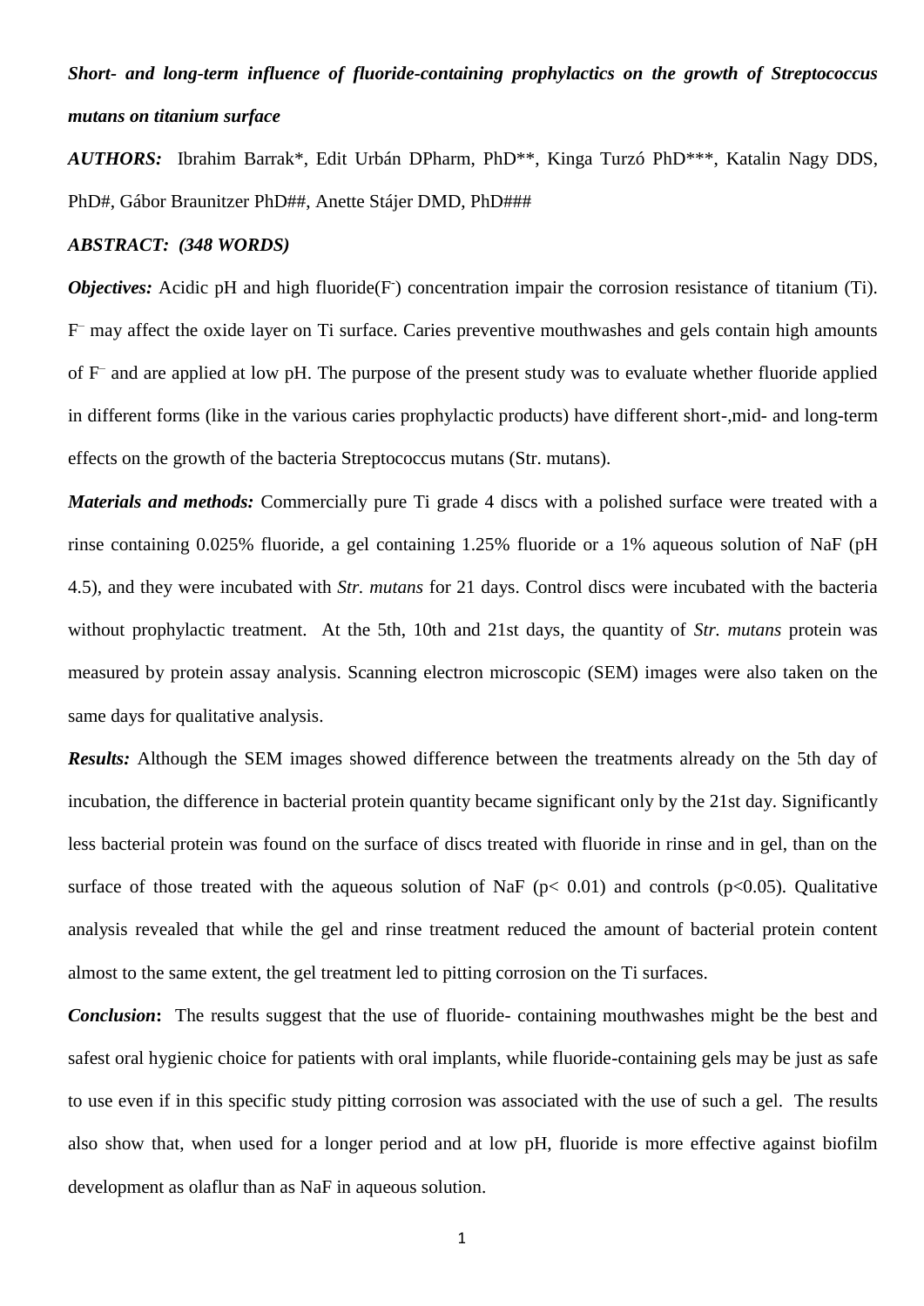***Short- and long-term influence of fluoride-containing prophylactics on the growth of Streptococcus mutans on titanium surface***

***AUTHORS:*** Ibrahim Barrak*, Edit Urbán DPharm, PhD**, Kinga Turzó PhD***, Katalin Nagy DDS, PhD#, Gábor Braunitzer PhD##, Anette Stájer DMD, PhD###

***ABSTRACT: (348 WORDS)***

***Objectives:*** Acidic pH and high fluoride($F^-$) concentration impair the corrosion resistance of titanium (Ti). $F^-$ may affect the oxide layer on Ti surface. Caries preventive mouthwashes and gels contain high amounts of $F^-$ and are applied at low pH. The purpose of the present study was to evaluate whether fluoride applied in different forms (like in the various caries prophylactic products) have different short-,mid- and long-term effects on the growth of the bacteria Streptococcus mutans (Str. mutans).

***Materials and methods:*** Commercially pure Ti grade 4 discs with a polished surface were treated with a rinse containing 0.025% fluoride, a gel containing 1.25% fluoride or a 1% aqueous solution of NaF (pH 4.5), and they were incubated with *Str. mutans* for 21 days. Control discs were incubated with the bacteria without prophylactic treatment. At the 5th, 10th and 21st days, the quantity of *Str. mutans* protein was measured by protein assay analysis. Scanning electron microscopic (SEM) images were also taken on the same days for qualitative analysis.

***Results:*** Although the SEM images showed difference between the treatments already on the 5th day of incubation, the difference in bacterial protein quantity became significant only by the 21st day. Significantly less bacterial protein was found on the surface of discs treated with fluoride in rinse and in gel, than on the surface of those treated with the aqueous solution of NaF ($p < 0.01$) and controls ($p < 0.05$). Qualitative analysis revealed that while the gel and rinse treatment reduced the amount of bacterial protein content almost to the same extent, the gel treatment led to pitting corrosion on the Ti surfaces.

***Conclusion*:** The results suggest that the use of fluoride- containing mouthwashes might be the best and safest oral hygienic choice for patients with oral implants, while fluoride-containing gels may be just as safe to use even if in this specific study pitting corrosion was associated with the use of such a gel. The results also show that, when used for a longer period and at low pH, fluoride is more effective against biofilm development as olaflur than as NaF in aqueous solution.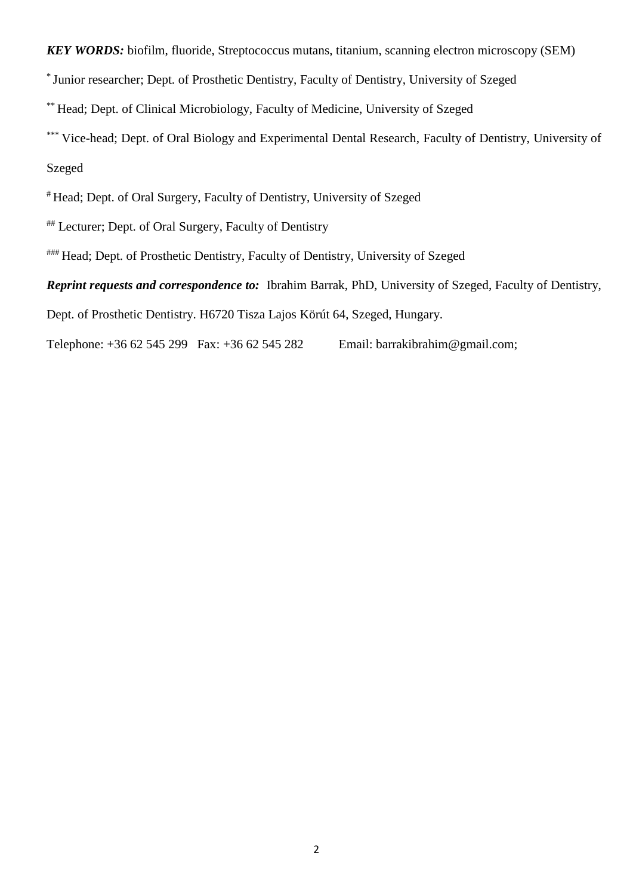***KEY WORDS:*** biofilm, fluoride, Streptococcus mutans, titanium, scanning electron microscopy (SEM)

[*] Junior researcher; Dept. of Prosthetic Dentistry, Faculty of Dentistry, University of Szeged

[**] Head; Dept. of Clinical Microbiology, Faculty of Medicine, University of Szeged

[***] Vice-head; Dept. of Oral Biology and Experimental Dental Research, Faculty of Dentistry, University of Szeged

[#] Head; Dept. of Oral Surgery, Faculty of Dentistry, University of Szeged

[##] Lecturer; Dept. of Oral Surgery, Faculty of Dentistry

[###] Head; Dept. of Prosthetic Dentistry, Faculty of Dentistry, University of Szeged

***Reprint requests and correspondence to:*** Ibrahim Barrak, PhD, University of Szeged, Faculty of Dentistry, Dept. of Prosthetic Dentistry. H6720 Tisza Lajos Körút 64, Szeged, Hungary.

Telephone: +36 62 545 299 Fax: +36 62 545 282 Email: barrakibrahim@gmail.com;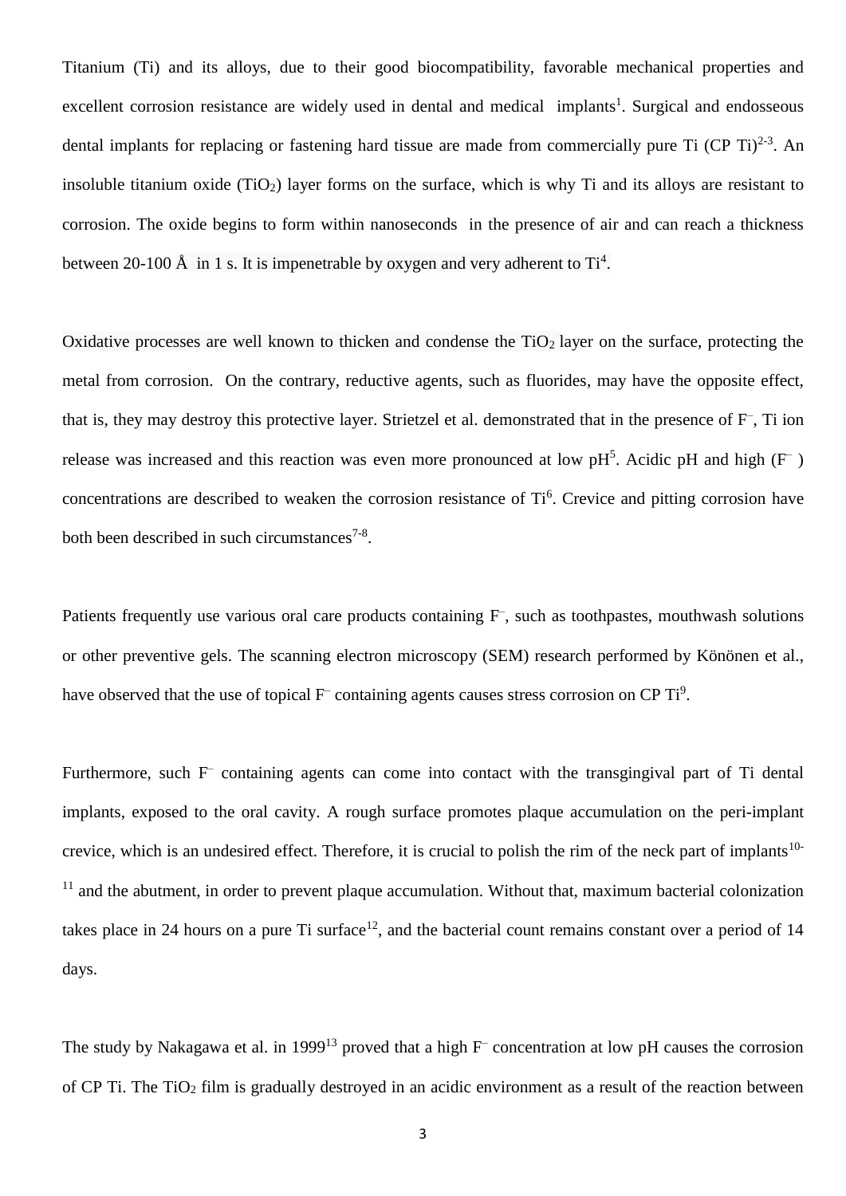Titanium (Ti) and its alloys, due to their good biocompatibility, favorable mechanical properties and excellent corrosion resistance are widely used in dental and medical implants[1]. Surgical and endosseous dental implants for replacing or fastening hard tissue are made from commercially pure Ti (CP Ti)[2-3]. An insoluble titanium oxide ($TiO_2$) layer forms on the surface, which is why Ti and its alloys are resistant to corrosion. The oxide begins to form within nanoseconds in the presence of air and can reach a thickness between 20-100 Å in 1 s. It is impenetrable by oxygen and very adherent to Ti[4].

Oxidative processes are well known to thicken and condense the $TiO_2$ layer on the surface, protecting the metal from corrosion. On the contrary, reductive agents, such as fluorides, may have the opposite effect, that is, they may destroy this protective layer. Strietzel et al. demonstrated that in the presence of $F^-$, Ti ion release was increased and this reaction was even more pronounced at low pH[5]. Acidic pH and high ($F^-$) concentrations are described to weaken the corrosion resistance of Ti[6]. Crevice and pitting corrosion have both been described in such circumstances[7-8].

Patients frequently use various oral care products containing $F^-$, such as toothpastes, mouthwash solutions or other preventive gels. The scanning electron microscopy (SEM) research performed by Könönen et al., have observed that the use of topical $F^-$ containing agents causes stress corrosion on CP Ti[9].

Furthermore, such $F^-$ containing agents can come into contact with the transgingival part of Ti dental implants, exposed to the oral cavity. A rough surface promotes plaque accumulation on the peri-implant crevice, which is an undesired effect. Therefore, it is crucial to polish the rim of the neck part of implants[10-11] and the abutment, in order to prevent plaque accumulation. Without that, maximum bacterial colonization takes place in 24 hours on a pure Ti surface[12], and the bacterial count remains constant over a period of 14 days.

The study by Nakagawa et al. in 1999[13] proved that a high $F^-$ concentration at low pH causes the corrosion of CP Ti. The $TiO_2$ film is gradually destroyed in an acidic environment as a result of the reaction between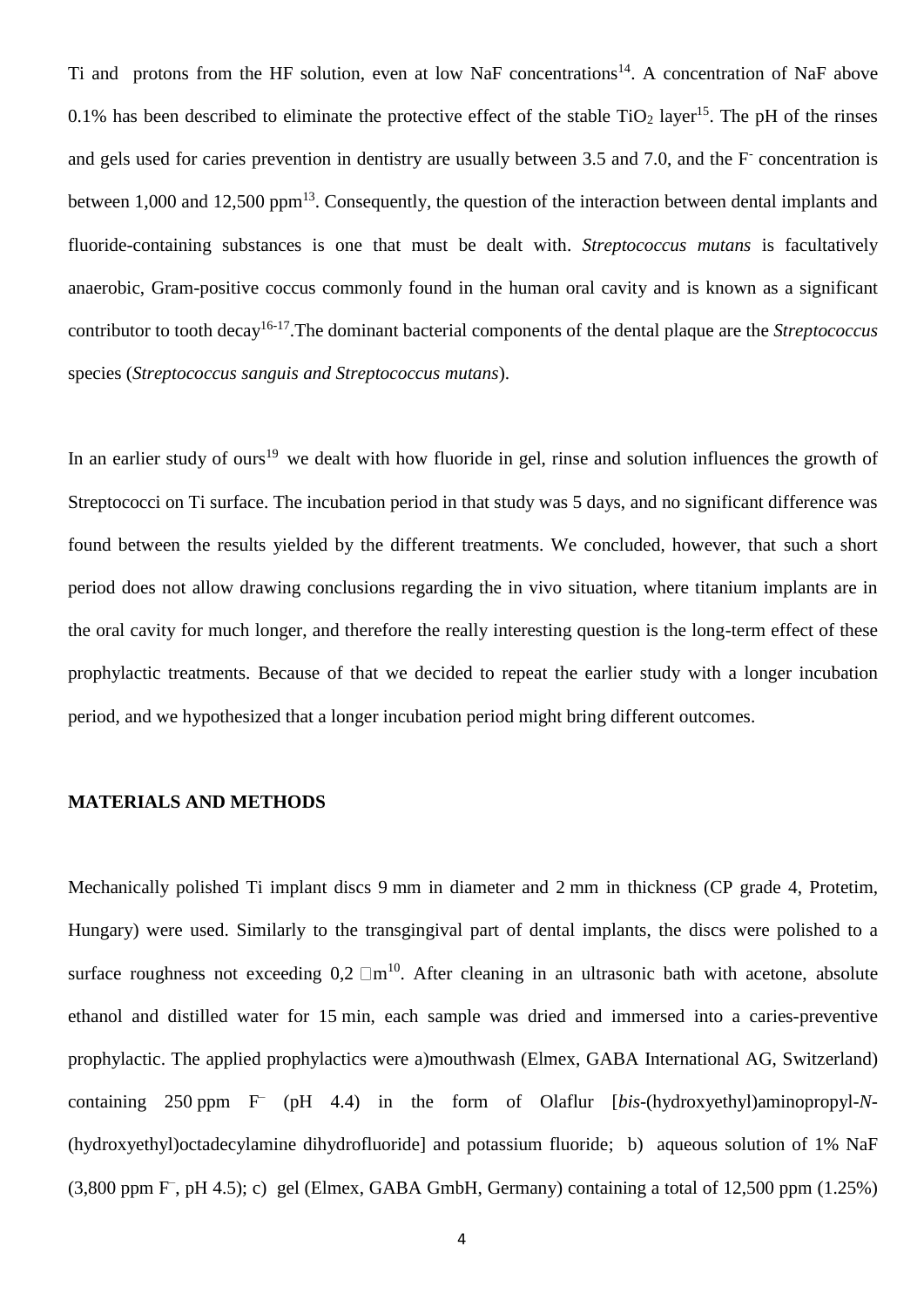Ti and protons from the HF solution, even at low NaF concentrations[14]. A concentration of NaF above 0.1% has been described to eliminate the protective effect of the stable $TiO_2$ layer[15]. The pH of the rinses and gels used for caries prevention in dentistry are usually between 3.5 and 7.0, and the $F^-$ concentration is between 1,000 and 12,500 ppm[13]. Consequently, the question of the interaction between dental implants and fluoride-containing substances is one that must be dealt with. *Streptococcus mutans* is facultatively anaerobic, Gram-positive coccus commonly found in the human oral cavity and is known as a significant contributor to tooth decay[16-17].The dominant bacterial components of the dental plaque are the *Streptococcus* species (*Streptococcus sanguis and Streptococcus mutans*).

In an earlier study of ours[19] we dealt with how fluoride in gel, rinse and solution influences the growth of Streptococci on Ti surface. The incubation period in that study was 5 days, and no significant difference was found between the results yielded by the different treatments. We concluded, however, that such a short period does not allow drawing conclusions regarding the in vivo situation, where titanium implants are in the oral cavity for much longer, and therefore the really interesting question is the long-term effect of these prophylactic treatments. Because of that we decided to repeat the earlier study with a longer incubation period, and we hypothesized that a longer incubation period might bring different outcomes.

## MATERIALS AND METHODS

Mechanically polished Ti implant discs 9 mm in diameter and 2 mm in thickness (CP grade 4, Protetim, Hungary) were used. Similarly to the transgingival part of dental implants, the discs were polished to a surface roughness not exceeding 0,2 $\mu$m[10]. After cleaning in an ultrasonic bath with acetone, absolute ethanol and distilled water for 15 min, each sample was dried and immersed into a caries-preventive prophylactic. The applied prophylactics were a)mouthwash (Elmex, GABA International AG, Switzerland) containing 250 ppm $F^–$ (pH 4.4) in the form of Olaflur [*bis*-(hydroxyethyl)aminopropyl-*N*-(hydroxyethyl)octadecylamine dihydrofluoride] and potassium fluoride; b) aqueous solution of 1% NaF (3,800 ppm $F^–$, pH 4.5); c) gel (Elmex, GABA GmbH, Germany) containing a total of 12,500 ppm (1.25%)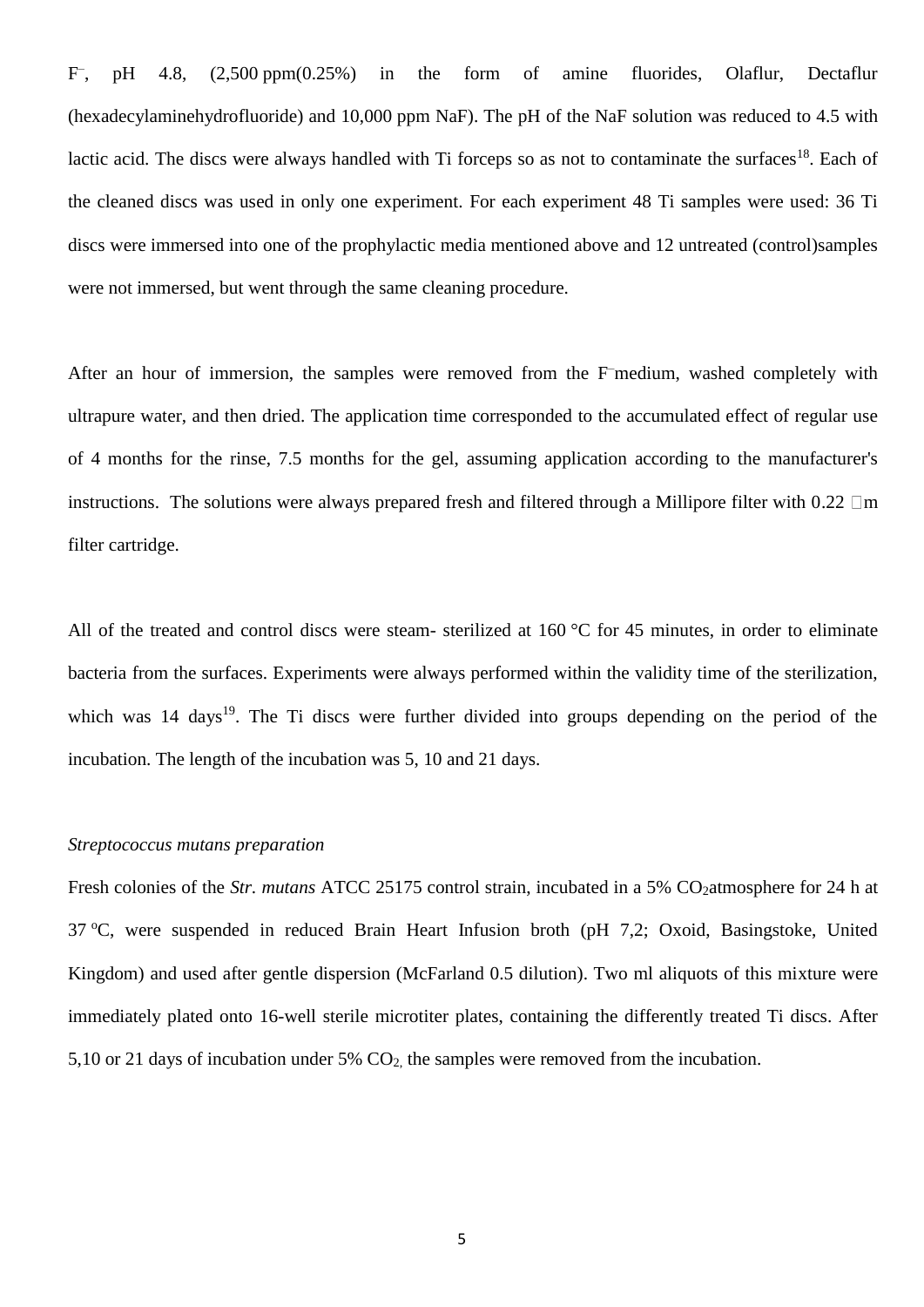$F^-$, pH 4.8, (2,500 ppm(0.25%) in the form of amine fluorides, Olaflur, Dectaflur (hexadecylaminehydrofluoride) and 10,000 ppm NaF). The pH of the NaF solution was reduced to 4.5 with lactic acid. The discs were always handled with Ti forceps so as not to contaminate the surfaces[18]. Each of the cleaned discs was used in only one experiment. For each experiment 48 Ti samples were used: 36 Ti discs were immersed into one of the prophylactic media mentioned above and 12 untreated (control)samples were not immersed, but went through the same cleaning procedure.

After an hour of immersion, the samples were removed from the $F^-$medium, washed completely with ultrapure water, and then dried. The application time corresponded to the accumulated effect of regular use of 4 months for the rinse, 7.5 months for the gel, assuming application according to the manufacturer's instructions. The solutions were always prepared fresh and filtered through a Millipore filter with 0.22 μm filter cartridge.

All of the treated and control discs were steam- sterilized at 160 °C for 45 minutes, in order to eliminate bacteria from the surfaces. Experiments were always performed within the validity time of the sterilization, which was 14 days[19]. The Ti discs were further divided into groups depending on the period of the incubation. The length of the incubation was 5, 10 and 21 days.

*Streptococcus mutans preparation*

Fresh colonies of the *Str. mutans* ATCC 25175 control strain, incubated in a 5% $CO_2$atmosphere for 24 h at 37 °C, were suspended in reduced Brain Heart Infusion broth (pH 7,2; Oxoid, Basingstoke, United Kingdom) and used after gentle dispersion (McFarland 0.5 dilution). Two ml aliquots of this mixture were immediately plated onto 16-well sterile microtiter plates, containing the differently treated Ti discs. After 5,10 or 21 days of incubation under 5% $CO_2$, the samples were removed from the incubation.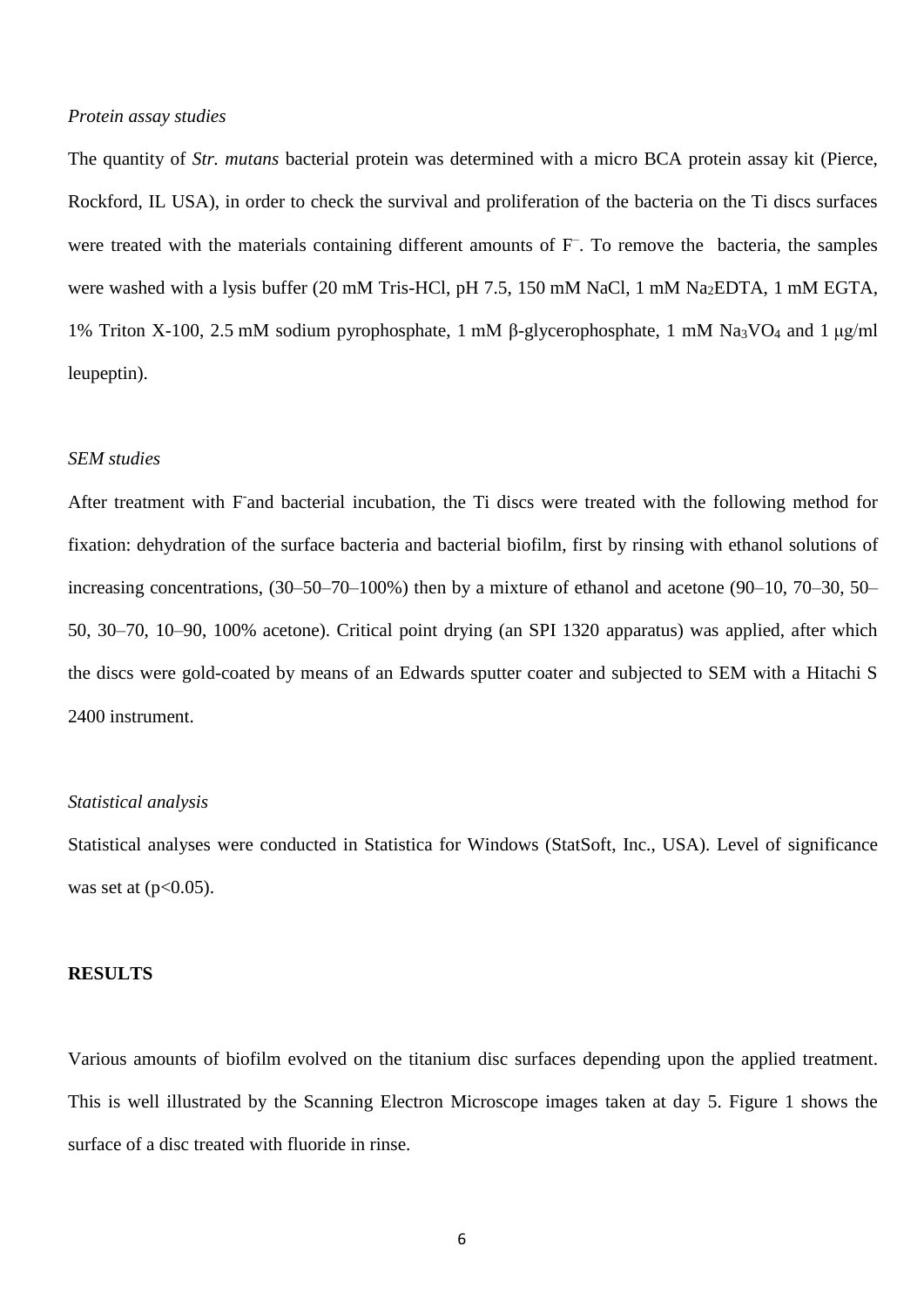*Protein assay studies*

The quantity of *Str. mutans* bacterial protein was determined with a micro BCA protein assay kit (Pierce, Rockford, IL USA), in order to check the survival and proliferation of the bacteria on the Ti discs surfaces were treated with the materials containing different amounts of $F^-$. To remove the bacteria, the samples were washed with a lysis buffer (20 mM Tris-HCl, pH 7.5, 150 mM NaCl, 1 mM $Na_2EDTA$, 1 mM EGTA, 1% Triton X-100, 2.5 mM sodium pyrophosphate, 1 mM β-glycerophosphate, 1 mM $Na_3VO_4$ and 1 μg/ml leupeptin).

*SEM studies*

After treatment with $F^-$and bacterial incubation, the Ti discs were treated with the following method for fixation: dehydration of the surface bacteria and bacterial biofilm, first by rinsing with ethanol solutions of increasing concentrations, (30–50–70–100%) then by a mixture of ethanol and acetone (90–10, 70–30, 50–50, 30–70, 10–90, 100% acetone). Critical point drying (an SPI 1320 apparatus) was applied, after which the discs were gold-coated by means of an Edwards sputter coater and subjected to SEM with a Hitachi S 2400 instrument.

*Statistical analysis*

Statistical analyses were conducted in Statistica for Windows (StatSoft, Inc., USA). Level of significance was set at ($p<0.05$).

**RESULTS**

Various amounts of biofilm evolved on the titanium disc surfaces depending upon the applied treatment. This is well illustrated by the Scanning Electron Microscope images taken at day 5. Figure 1 shows the surface of a disc treated with fluoride in rinse.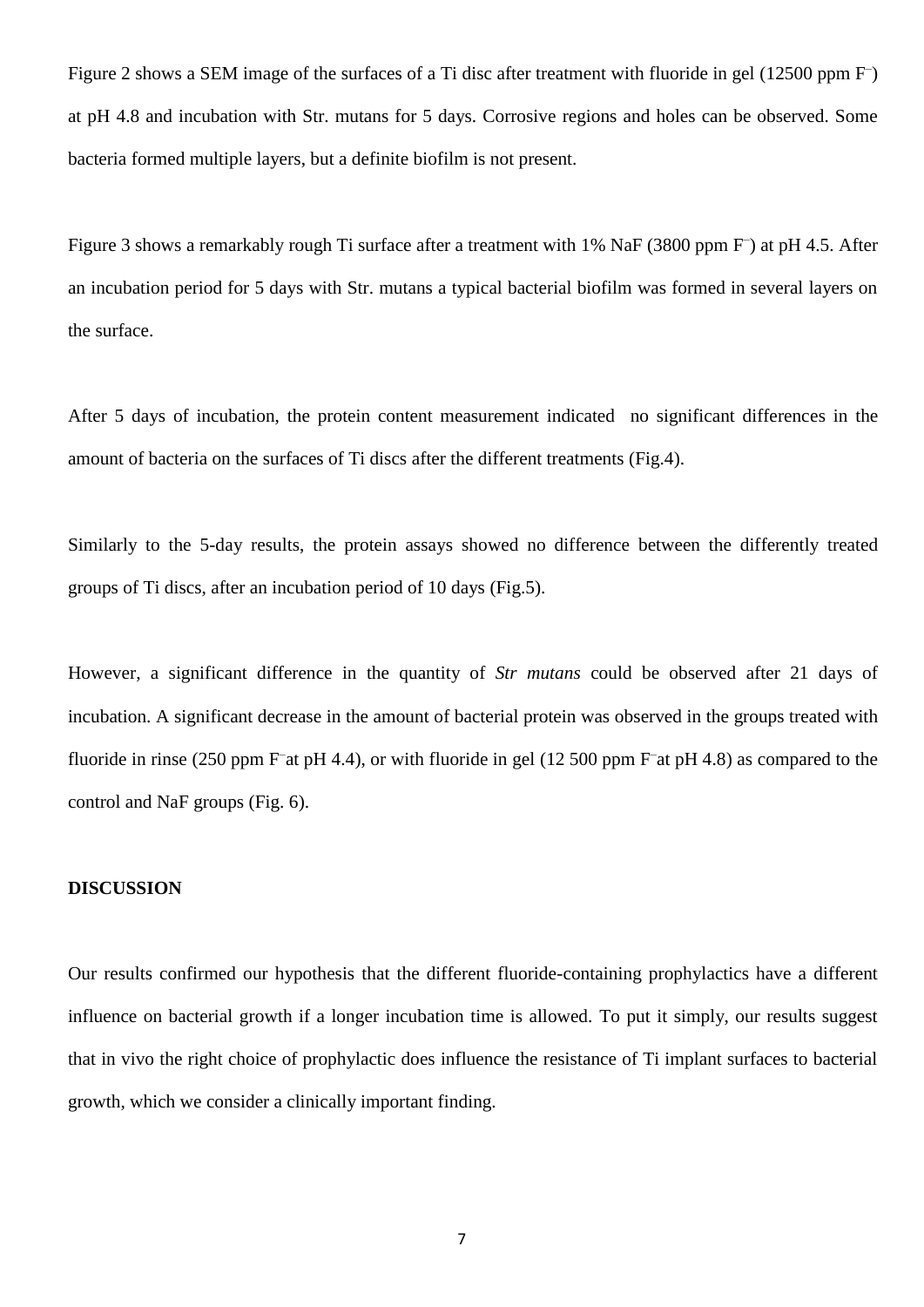Figure 2 shows a SEM image of the surfaces of a Ti disc after treatment with fluoride in gel (12500 ppm $F^-$) at pH 4.8 and incubation with Str. mutans for 5 days. Corrosive regions and holes can be observed. Some bacteria formed multiple layers, but a definite biofilm is not present.

Figure 3 shows a remarkably rough Ti surface after a treatment with 1% NaF (3800 ppm $F^-$) at pH 4.5. After an incubation period for 5 days with Str. mutans a typical bacterial biofilm was formed in several layers on the surface.

After 5 days of incubation, the protein content measurement indicated no significant differences in the amount of bacteria on the surfaces of Ti discs after the different treatments (Fig.4).

Similarly to the 5-day results, the protein assays showed no difference between the differently treated groups of Ti discs, after an incubation period of 10 days (Fig.5).

However, a significant difference in the quantity of *Str mutans* could be observed after 21 days of incubation. A significant decrease in the amount of bacterial protein was observed in the groups treated with fluoride in rinse (250 ppm $F^-$at pH 4.4), or with fluoride in gel (12 500 ppm $F^-$at pH 4.8) as compared to the control and NaF groups (Fig. 6).

## DISCUSSION

Our results confirmed our hypothesis that the different fluoride-containing prophylactics have a different influence on bacterial growth if a longer incubation time is allowed. To put it simply, our results suggest that in vivo the right choice of prophylactic does influence the resistance of Ti implant surfaces to bacterial growth, which we consider a clinically important finding.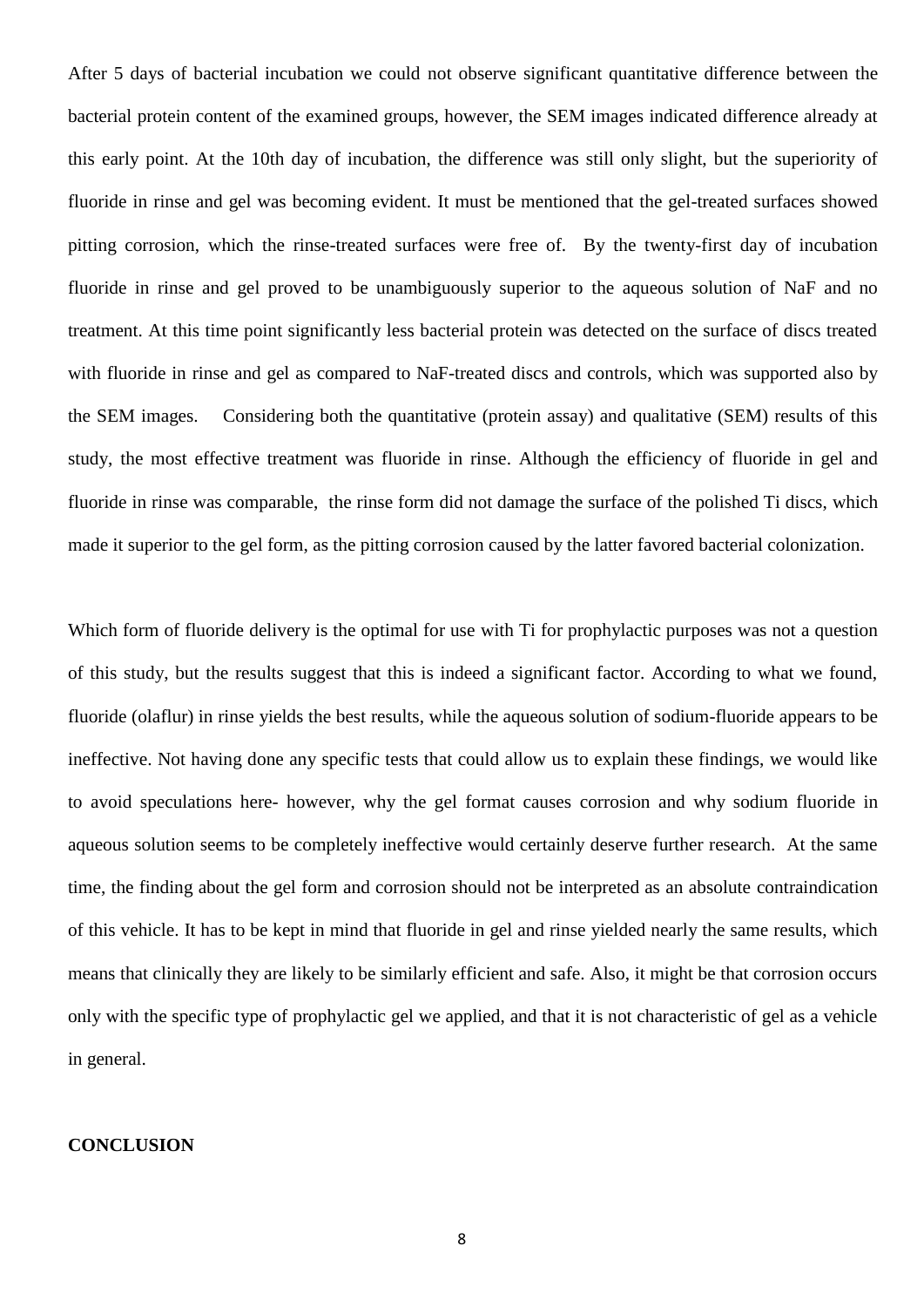After 5 days of bacterial incubation we could not observe significant quantitative difference between the bacterial protein content of the examined groups, however, the SEM images indicated difference already at this early point. At the 10th day of incubation, the difference was still only slight, but the superiority of fluoride in rinse and gel was becoming evident. It must be mentioned that the gel-treated surfaces showed pitting corrosion, which the rinse-treated surfaces were free of. By the twenty-first day of incubation fluoride in rinse and gel proved to be unambiguously superior to the aqueous solution of NaF and no treatment. At this time point significantly less bacterial protein was detected on the surface of discs treated with fluoride in rinse and gel as compared to NaF-treated discs and controls, which was supported also by the SEM images. Considering both the quantitative (protein assay) and qualitative (SEM) results of this study, the most effective treatment was fluoride in rinse. Although the efficiency of fluoride in gel and fluoride in rinse was comparable, the rinse form did not damage the surface of the polished Ti discs, which made it superior to the gel form, as the pitting corrosion caused by the latter favored bacterial colonization.

Which form of fluoride delivery is the optimal for use with Ti for prophylactic purposes was not a question of this study, but the results suggest that this is indeed a significant factor. According to what we found, fluoride (olaflur) in rinse yields the best results, while the aqueous solution of sodium-fluoride appears to be ineffective. Not having done any specific tests that could allow us to explain these findings, we would like to avoid speculations here- however, why the gel format causes corrosion and why sodium fluoride in aqueous solution seems to be completely ineffective would certainly deserve further research. At the same time, the finding about the gel form and corrosion should not be interpreted as an absolute contraindication of this vehicle. It has to be kept in mind that fluoride in gel and rinse yielded nearly the same results, which means that clinically they are likely to be similarly efficient and safe. Also, it might be that corrosion occurs only with the specific type of prophylactic gel we applied, and that it is not characteristic of gel as a vehicle in general.

## CONCLUSION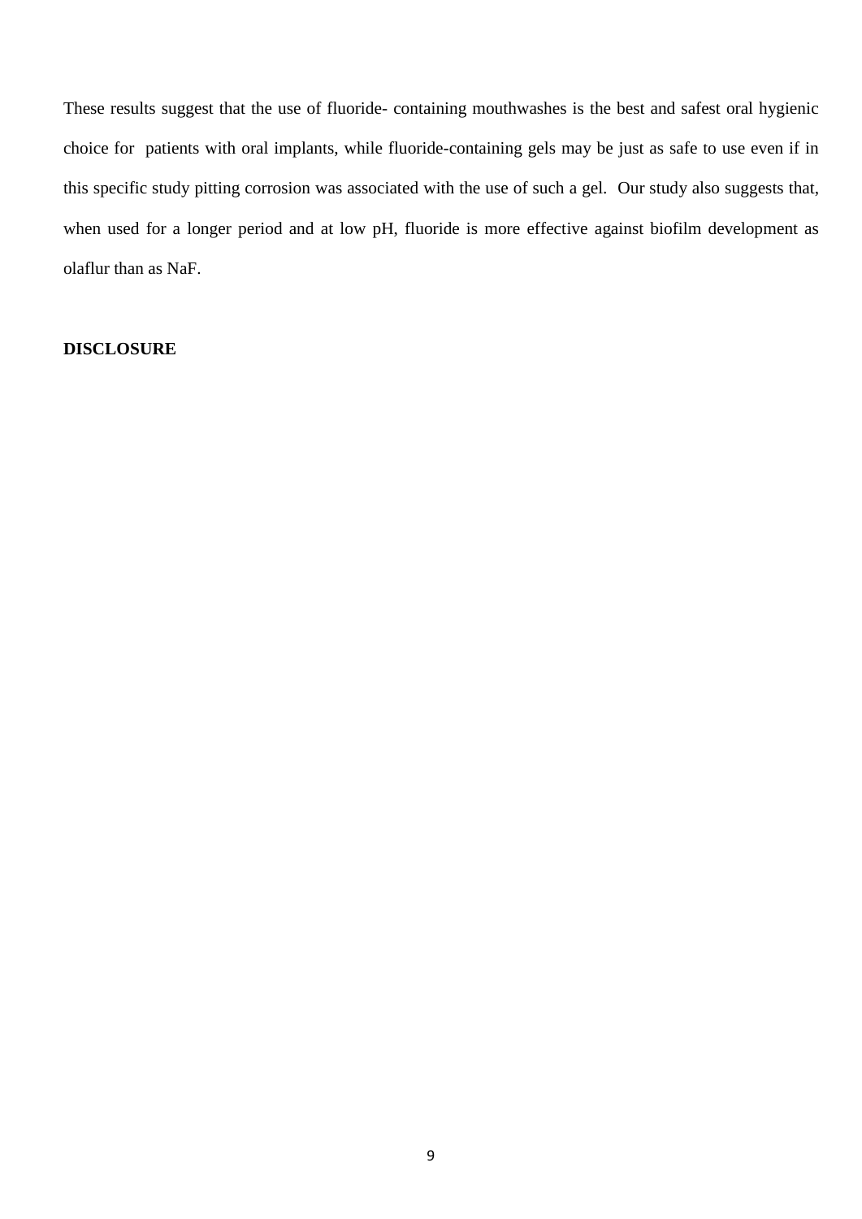These results suggest that the use of fluoride- containing mouthwashes is the best and safest oral hygienic choice for patients with oral implants, while fluoride-containing gels may be just as safe to use even if in this specific study pitting corrosion was associated with the use of such a gel. Our study also suggests that, when used for a longer period and at low pH, fluoride is more effective against biofilm development as olaflur than as NaF.

**DISCLOSURE**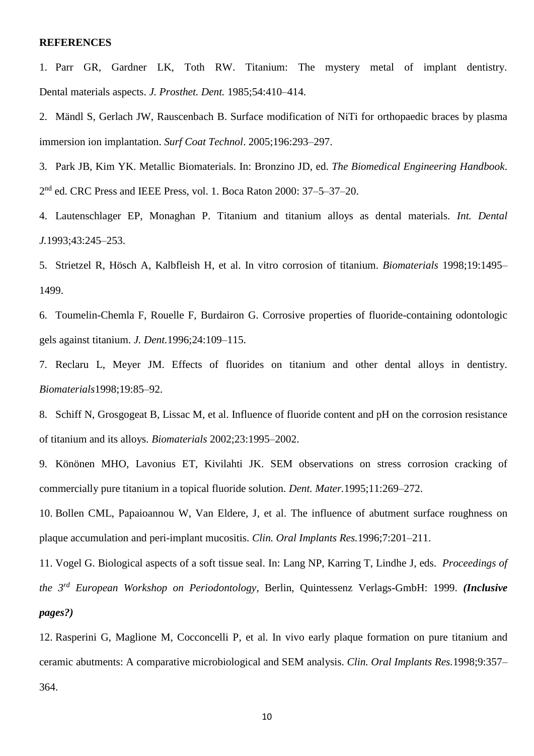**REFERENCES**

1. Parr GR, Gardner LK, Toth RW. Titanium: The mystery metal of implant dentistry. Dental materials aspects. *J. Prosthet. Dent.* 1985;54:410–414.

2. Mändl S, Gerlach JW, Rauscenbach B. Surface modification of NiTi for orthopaedic braces by plasma immersion ion implantation. *Surf Coat Technol*. 2005;196:293–297.

3. Park JB, Kim YK. Metallic Biomaterials. In: Bronzino JD, ed. *The Biomedical Engineering Handbook*. 2nd ed. CRC Press and IEEE Press, vol. 1. Boca Raton 2000: 37–5–37–20.

4. Lautenschlager EP, Monaghan P. Titanium and titanium alloys as dental materials. *Int. Dental J.*1993;43:245–253.

5. Strietzel R, Hösch A, Kalbfleish H, et al. In vitro corrosion of titanium. *Biomaterials* 1998;19:1495–1499.

6. Toumelin-Chemla F, Rouelle F, Burdairon G. Corrosive properties of fluoride-containing odontologic gels against titanium. *J. Dent.*1996;24:109–115.

7. Reclaru L, Meyer JM. Effects of fluorides on titanium and other dental alloys in dentistry. *Biomaterials*1998;19:85–92.

8. Schiff N, Grosgogeat B, Lissac M, et al. Influence of fluoride content and pH on the corrosion resistance of titanium and its alloys. *Biomaterials* 2002;23:1995–2002.

9. Könönen MHO, Lavonius ET, Kivilahti JK. SEM observations on stress corrosion cracking of commercially pure titanium in a topical fluoride solution. *Dent. Mater.*1995;11:269–272.

10. Bollen CML, Papaioannou W, Van Eldere, J, et al. The influence of abutment surface roughness on plaque accumulation and peri-implant mucositis. *Clin. Oral Implants Res.*1996;7:201–211.

11. Vogel G. Biological aspects of a soft tissue seal. In: Lang NP, Karring T, Lindhe J, eds. *Proceedings of the 3rd European Workshop on Periodontology*, Berlin, Quintessenz Verlags-GmbH: 1999. ***(Inclusive pages?)***

12. Rasperini G, Maglione M, Cocconcelli P, et al. In vivo early plaque formation on pure titanium and ceramic abutments: A comparative microbiological and SEM analysis. *Clin. Oral Implants Res.*1998;9:357–364.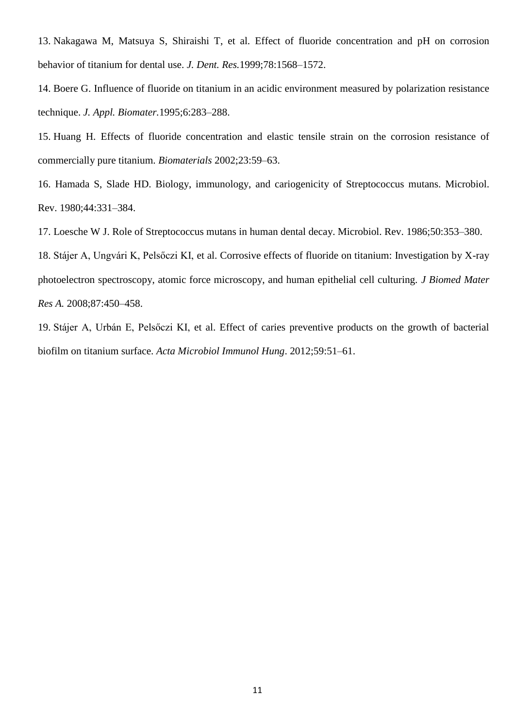13. Nakagawa M, Matsuya S, Shiraishi T, et al. Effect of fluoride concentration and pH on corrosion behavior of titanium for dental use. *J. Dent. Res.*1999;78:1568–1572.

14. Boere G. Influence of fluoride on titanium in an acidic environment measured by polarization resistance technique. *J. Appl. Biomater.*1995;6:283–288.

15. Huang H. Effects of fluoride concentration and elastic tensile strain on the corrosion resistance of commercially pure titanium. *Biomaterials* 2002;23:59–63.

16. Hamada S, Slade HD. Biology, immunology, and cariogenicity of Streptococcus mutans. Microbiol. Rev. 1980;44:331–384.

17. Loesche W J. Role of Streptococcus mutans in human dental decay. Microbiol. Rev. 1986;50:353–380.

18. Stájer A, Ungvári K, Pelsőczi KI, et al. Corrosive effects of fluoride on titanium: Investigation by X-ray photoelectron spectroscopy, atomic force microscopy, and human epithelial cell culturing. *J Biomed Mater Res A.* 2008;87:450–458.

19. Stájer A, Urbán E, Pelsőczi KI, et al. Effect of caries preventive products on the growth of bacterial biofilm on titanium surface. *Acta Microbiol Immunol Hung*. 2012;59:51–61.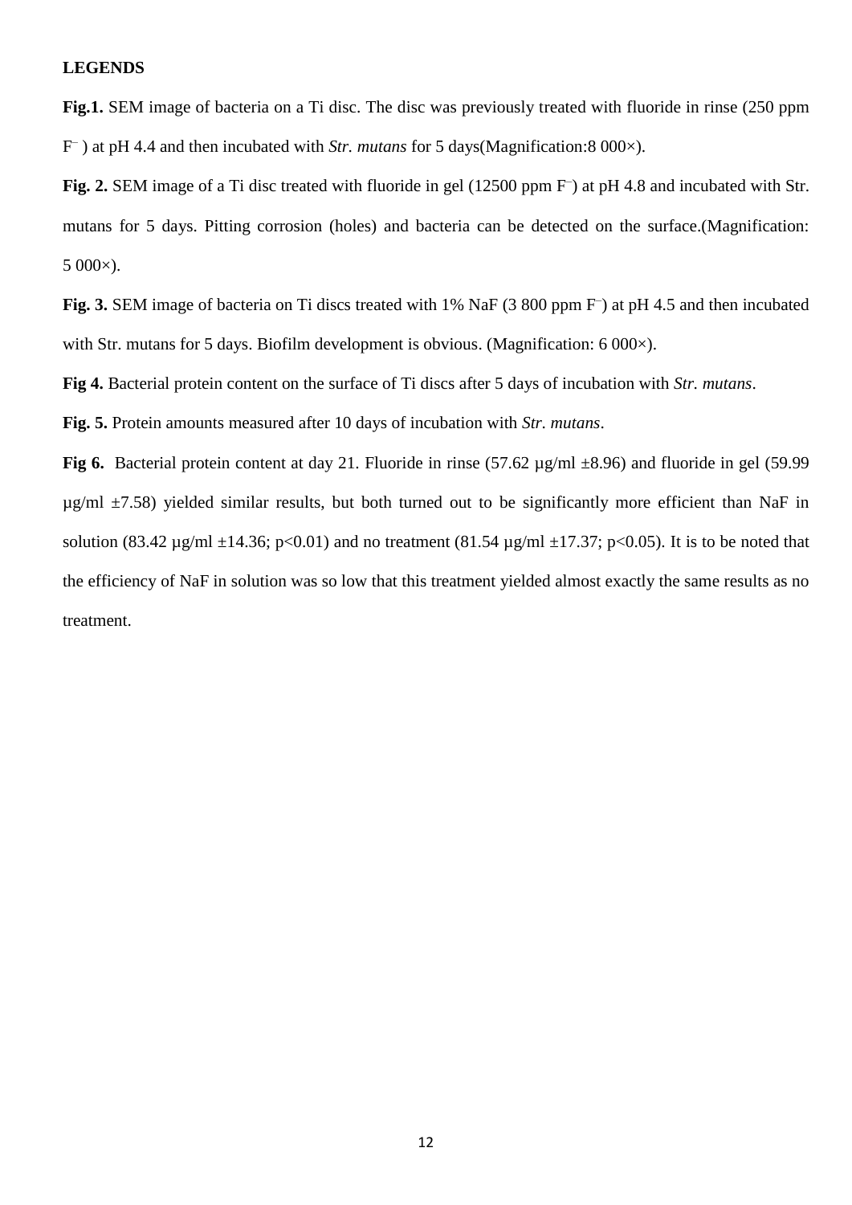**LEGENDS**

**Fig.1.** SEM image of bacteria on a Ti disc. The disc was previously treated with fluoride in rinse (250 ppm $F^-$ ) at pH 4.4 and then incubated with *Str. mutans* for 5 days(Magnification:8 000×).

**Fig. 2.** SEM image of a Ti disc treated with fluoride in gel (12500 ppm $F^-$) at pH 4.8 and incubated with Str. mutans for 5 days. Pitting corrosion (holes) and bacteria can be detected on the surface.(Magnification: 5 000×).

**Fig. 3.** SEM image of bacteria on Ti discs treated with 1% NaF (3 800 ppm $F^-$) at pH 4.5 and then incubated with Str. mutans for 5 days. Biofilm development is obvious. (Magnification: 6 000×).

**Fig 4.** Bacterial protein content on the surface of Ti discs after 5 days of incubation with *Str. mutans*.

**Fig. 5.** Protein amounts measured after 10 days of incubation with *Str. mutans*.

**Fig 6.** Bacterial protein content at day 21. Fluoride in rinse (57.62 µg/ml ±8.96) and fluoride in gel (59.99 µg/ml ±7.58) yielded similar results, but both turned out to be significantly more efficient than NaF in solution (83.42 µg/ml ±14.36; $p<0.01$) and no treatment (81.54 µg/ml ±17.37; $p<0.05$). It is to be noted that the efficiency of NaF in solution was so low that this treatment yielded almost exactly the same results as no treatment.